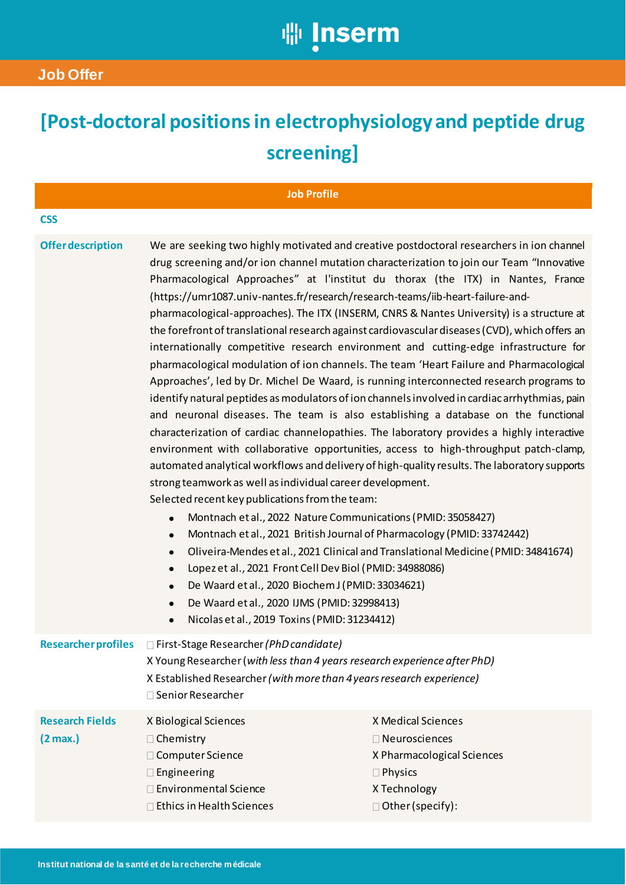# [Post-doctoral positions in electrophysiology and peptide drug screening]

**Job Offer**

## Job Profile

**CSS**

**Offer description**

We are seeking two highly motivated and creative postdoctoral researchers in ion channel drug screening and/or ion channel mutation characterization to join our Team "Innovative Pharmacological Approaches" at l'institut du thorax (the ITX) in Nantes, France (https://umr1087.univ-nantes.fr/research/research-teams/iib-heart-failure-and-pharmacological-approaches). The ITX (INSERM, CNRS & Nantes University) is a structure at the forefront of translational research against cardiovascular diseases (CVD), which offers an internationally competitive research environment and cutting-edge infrastructure for pharmacological modulation of ion channels. The team 'Heart Failure and Pharmacological Approaches', led by Dr. Michel De Waard, is running interconnected research programs to identify natural peptides as modulators of ion channels involved in cardiac arrhythmias, pain and neuronal diseases. The team is also establishing a database on the functional characterization of cardiac channelopathies. The laboratory provides a highly interactive environment with collaborative opportunities, access to high-throughput patch-clamp, automated analytical workflows and delivery of high-quality results. The laboratory supports strong teamwork as well as individual career development.

Selected recent key publications from the team:

- Montnach et al., 2022 Nature Communications (PMID: 35058427)
- Montnach et al., 2021 British Journal of Pharmacology (PMID: 33742442)
- Oliveira-Mendes et al., 2021 Clinical and Translational Medicine (PMID: 34841674)
- Lopez et al., 2021 Front Cell Dev Biol (PMID: 34988086)
- De Waard et al., 2020 Biochem J (PMID: 33034621)
- De Waard et al., 2020 IJMS (PMID: 32998413)
- Nicolas et al., 2019 Toxins (PMID: 31234412)

**Researcher profiles**

☐ First-Stage Researcher *(PhD candidate)*
X Young Researcher (*with less than 4 years research experience after PhD)*
X Established Researcher *(with more than 4 years research experience)*
☐ Senior Researcher

**Research Fields (2 max.)**

X Biological Sciences
☐ Chemistry
☐ Computer Science
☐ Engineering
☐ Environmental Science
☐ Ethics in Health Sciences
X Medical Sciences
☐ Neurosciences
X Pharmacological Sciences
☐ Physics
X Technology
☐ Other (specify):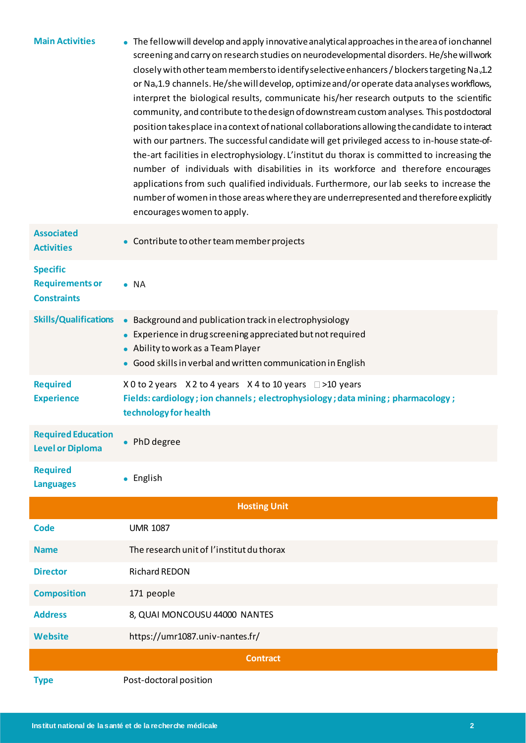| | |
|---|---|
| **Main Activities** | • The fellow will develop and apply innovative analytical approaches in the area of ion channel screening and carry on research studies on neurodevelopmental disorders. He/she will work closely with other team members to identify selective enhancers / blockers targeting $Na_v1.2$ or $Na_v1.9$ channels. He/she will develop, optimize and/or operate data analyses workflows, interpret the biological results, communicate his/her research outputs to the scientific community, and contribute to the design of downstream custom analyses. This postdoctoral position takes place in a context of national collaborations allowing the candidate to interact with our partners. The successful candidate will get privileged access to in-house state-of-the-art facilities in electrophysiology. L'institut du thorax is committed to increasing the number of individuals with disabilities in its workforce and therefore encourages applications from such qualified individuals. Furthermore, our lab seeks to increase the number of women in those areas where they are underrepresented and therefore explicitly encourages women to apply. |
| **Associated Activities** | • Contribute to other team member projects |
| **Specific Requirements or Constraints** | • NA |
| **Skills/Qualifications** | • Background and publication track in electrophysiology<br>• Experience in drug screening appreciated but not required<br>• Ability to work as a Team Player<br>• Good skills in verbal and written communication in English |
| **Required Experience** | X 0 to 2 years X 2 to 4 years X 4 to 10 years ☐ >10 years<br>**Fields: cardiology ; ion channels ; electrophysiology ; data mining ; pharmacology ; technology for health** |
| **Required Education Level or Diploma** | • PhD degree |
| **Required Languages** | • English |

## Hosting Unit

| | |
|---|---|
| **Code** | UMR 1087 |
| **Name** | The research unit of l'institut du thorax |
| **Director** | Richard REDON |
| **Composition** | 171 people |
| **Address** | 8, QUAI MONCOUSU 44000 NANTES |
| **Website** | https://umr1087.univ-nantes.fr/ |

## Contract

| | |
|---|---|
| **Type** | Post-doctoral position |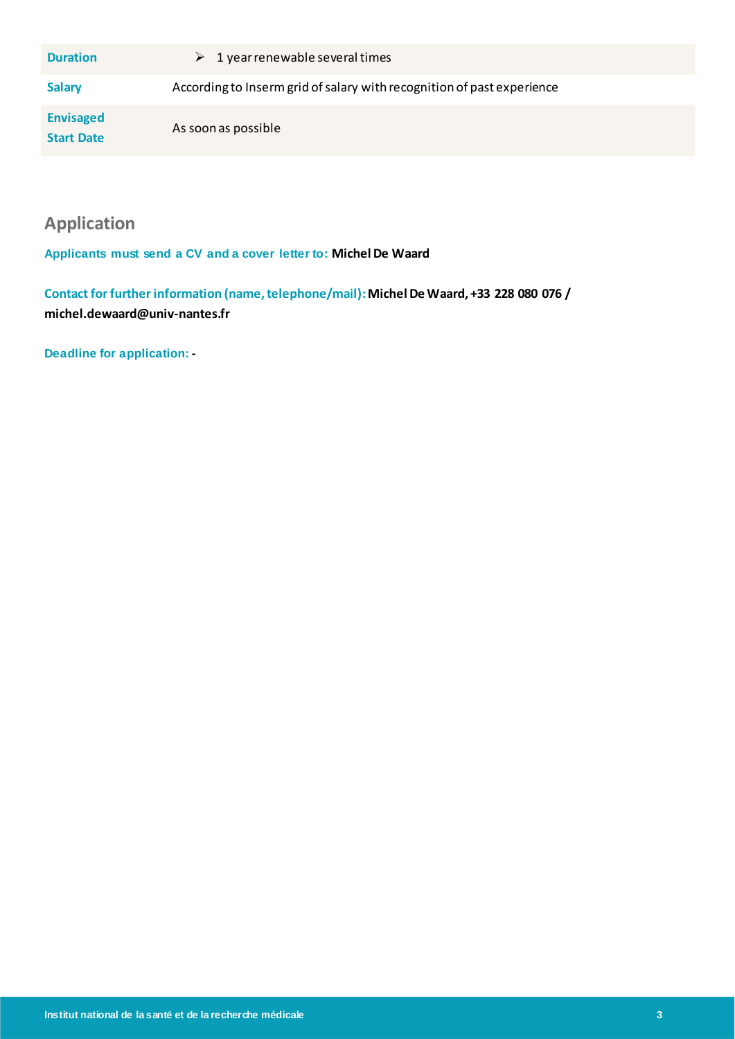| | |
|---|---|
| **Duration** | ➢ 1 year renewable several times |
| **Salary** | According to Inserm grid of salary with recognition of past experience |
| **Envisaged Start Date** | As soon as possible |

## Application

**Applicants must send a CV and a cover letter to:** **Michel De Waard**

**Contact for further information (name, telephone/mail):** **Michel De Waard, +33 228 080 076 / michel.dewaard@univ-nantes.fr**

**Deadline for application:** **-**